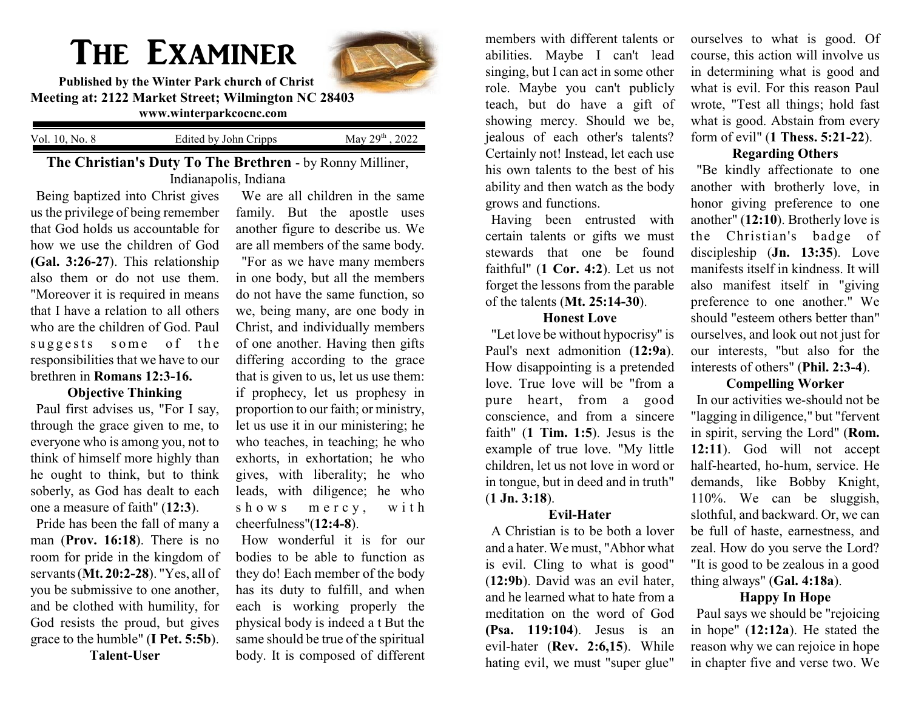# THE EXAMINER

**Published by the Winter Park church of Christ**
**Meeting at: 2122 Market Street; Wilmington NC 28403**
**www.winterparkcocnc.com**

Vol. 10, No. 8 — Edited by John Cripps — May 29th , 2022

## The Christian's Duty To The Brethren - by Ronny Milliner, Indianapolis, Indiana

Being baptized into Christ gives us the privilege of being remember that God holds us accountable for how we use the children of God **(Gal. 3:26-27**). This relationship also them or do not use them. "Moreover it is required in means that I have a relation to all others who are the children of God. Paul suggests some of the responsibilities that we have to our brethren in **Romans 12:3-16.**

### Objective Thinking

Paul first advises us, "For I say, through the grace given to me, to everyone who is among you, not to think of himself more highly than he ought to think, but to think soberly, as God has dealt to each one a measure of faith" (**12:3**).

Pride has been the fall of many a man (**Prov. 16:18**). There is no room for pride in the kingdom of servants (**Mt. 20:2-28**). "Yes, all of you be submissive to one another, and be clothed with humility, for God resists the proud, but gives grace to the humble" (**I Pet. 5:5b**).

### Talent-User

We are all children in the same family. But the apostle uses another figure to describe us. We are all members of the same body.

"For as we have many members in one body, but all the members do not have the same function, so we, being many, are one body in Christ, and individually members of one another. Having then gifts differing according to the grace that is given to us, let us use them: if prophecy, let us prophesy in proportion to our faith; or ministry, let us use it in our ministering; he who teaches, in teaching; he who exhorts, in exhortation; he who gives, with liberality; he who leads, with diligence; he who shows mercy, with cheerfulness"(**12:4-8**).

How wonderful it is for our bodies to be able to function as they do! Each member of the body has its duty to fulfill, and when each is working properly the physical body is indeed a t But the same should be true of the spiritual body. It is composed of different members with different talents or abilities. Maybe I can't lead singing, but I can act in some other role. Maybe you can't publicly teach, but do have a gift of showing mercy. Should we be, jealous of each other's talents? Certainly not! Instead, let each use his own talents to the best of his ability and then watch as the body grows and functions.

Having been entrusted with certain talents or gifts we must stewards that one be found faithful" (**1 Cor. 4:2**). Let us not forget the lessons from the parable of the talents (**Mt. 25:14-30**).

### Honest Love

"Let love be without hypocrisy" is Paul's next admonition (**12:9a**). How disappointing is a pretended love. True love will be "from a pure heart, from a good conscience, and from a sincere faith" (**1 Tim. 1:5**). Jesus is the example of true love. "My little children, let us not love in word or in tongue, but in deed and in truth" (**1 Jn. 3:18**).

### Evil-Hater

A Christian is to be both a lover and a hater. We must, "Abhor what is evil. Cling to what is good" (**12:9b**). David was an evil hater, and he learned what to hate from a meditation on the word of God **(Psa. 119:104)**. Jesus is an evil-hater (**Rev. 2:6,15**). While hating evil, we must "super glue" ourselves to what is good. Of course, this action will involve us in determining what is good and what is evil. For this reason Paul wrote, "Test all things; hold fast what is good. Abstain from every form of evil" (**1 Thess. 5:21-22**).

### Regarding Others

"Be kindly affectionate to one another with brotherly love, in honor giving preference to one another" (**12:10**). Brotherly love is the Christian's badge of discipleship (**Jn. 13:35**). Love manifests itself in kindness. It will also manifest itself in "giving preference to one another." We should "esteem others better than" ourselves, and look out not just for our interests, "but also for the interests of others" (**Phil. 2:3-4**).

### Compelling Worker

In our activities we-should not be "lagging in diligence," but "fervent in spirit, serving the Lord" (**Rom. 12:11**). God will not accept half-hearted, ho-hum, service. He demands, like Bobby Knight, 110%. We can be sluggish, slothful, and backward. Or, we can be full of haste, earnestness, and zeal. How do you serve the Lord? "It is good to be zealous in a good thing always" (**Gal. 4:18a**).

### Happy In Hope

Paul says we should be "rejoicing in hope" (**12:12a**). He stated the reason why we can rejoice in hope in chapter five and verse two. We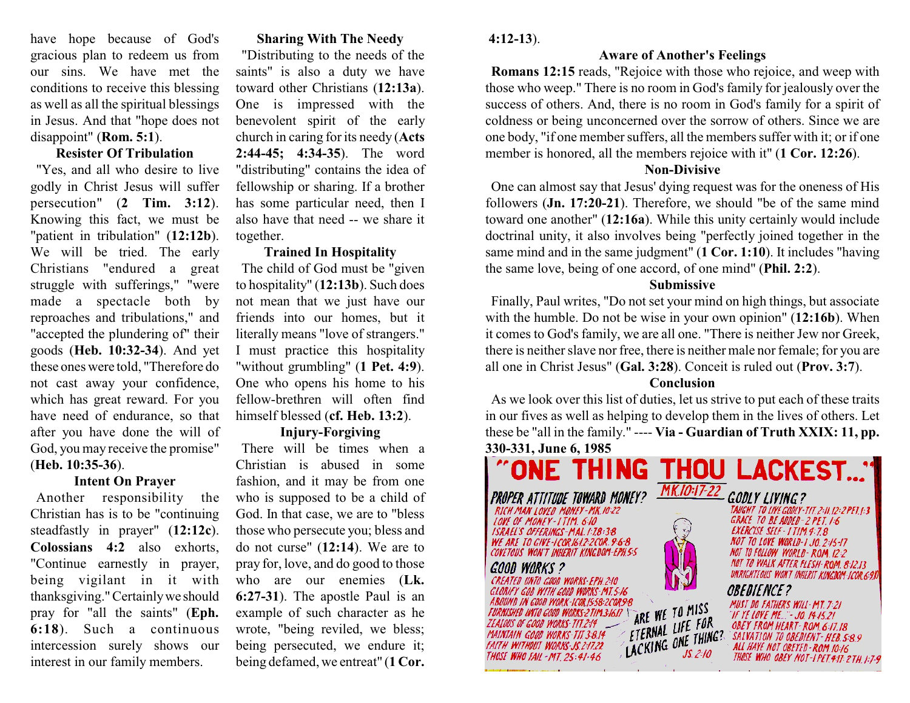have hope because of God's gracious plan to redeem us from our sins. We have met the conditions to receive this blessing as well as all the spiritual blessings in Jesus. And that "hope does not disappoint" (**Rom. 5:1**).

**Resister Of Tribulation**

"Yes, and all who desire to live godly in Christ Jesus will suffer persecution" (**2 Tim. 3:12**). Knowing this fact, we must be "patient in tribulation" (**12:12b**). We will be tried. The early Christians "endured a great struggle with sufferings," "were made a spectacle both by reproaches and tribulations," and "accepted the plundering of" their goods (**Heb. 10:32-34**). And yet these ones were told, "Therefore do not cast away your confidence, which has great reward. For you have need of endurance, so that after you have done the will of God, you may receive the promise" (**Heb. 10:35-36**).

**Intent On Prayer**

Another responsibility the Christian has is to be "continuing steadfastly in prayer" (**12:12c**). **Colossians 4:2** also exhorts, "Continue earnestly in prayer, being vigilant in it with thanksgiving." Certainly we should pray for "all the saints" (**Eph. 6:18**). Such a continuous intercession surely shows our interest in our family members.

**Sharing With The Needy**

"Distributing to the needs of the saints" is also a duty we have toward other Christians (**12:13a**). One is impressed with the benevolent spirit of the early church in caring for its needy (**Acts 2:44-45; 4:34-35**). The word "distributing" contains the idea of fellowship or sharing. If a brother has some particular need, then I also have that need -- we share it together.

**Trained In Hospitality**

The child of God must be "given to hospitality" (**12:13b**). Such does not mean that we just have our friends into our homes, but it literally means "love of strangers." I must practice this hospitality "without grumbling" (**1 Pet. 4:9**). One who opens his home to his fellow-brethren will often find himself blessed (**cf. Heb. 13:2**).

**Injury-Forgiving**

There will be times when a Christian is abused in some fashion, and it may be from one who is supposed to be a child of God. In that case, we are to "bless those who persecute you; bless and do not curse" (**12:14**). We are to pray for, love, and do good to those who are our enemies (**Lk. 6:27-31**). The apostle Paul is an example of such character as he wrote, "being reviled, we bless; being persecuted, we endure it; being defamed, we entreat" (**1 Cor. 4:12-13**).

**Aware of Another's Feelings**

**Romans 12:15** reads, "Rejoice with those who rejoice, and weep with those who weep." There is no room in God's family for jealously over the success of others. And, there is no room in God's family for a spirit of coldness or being unconcerned over the sorrow of others. Since we are one body, "if one member suffers, all the members suffer with it; or if one member is honored, all the members rejoice with it" (**1 Cor. 12:26**).

**Non-Divisive**

One can almost say that Jesus' dying request was for the oneness of His followers (**Jn. 17:20-21**). Therefore, we should "be of the same mind toward one another" (**12:16a**). While this unity certainly would include doctrinal unity, it also involves being "perfectly joined together in the same mind and in the same judgment" (**1 Cor. 1:10**). It includes "having the same love, being of one accord, of one mind" (**Phil. 2:2**).

**Submissive**

Finally, Paul writes, "Do not set your mind on high things, but associate with the humble. Do not be wise in your own opinion" (**12:16b**). When it comes to God's family, we are all one. "There is neither Jew nor Greek, there is neither slave nor free, there is neither male nor female; for you are all one in Christ Jesus" (**Gal. 3:28**). Conceit is ruled out (**Prov. 3:7**).

**Conclusion**

As we look over this list of duties, let us strive to put each of these traits in our fives as well as helping to develop them in the lives of others. Let these be "all in the family." ---- **Via - Guardian of Truth XXIX: 11, pp. 330-331, June 6, 1985**

"ONE THING THOU LACKEST..."

MK.10:17-22

PROPER ATTITUDE TOWARD MONEY?
RICH MAN LOVED MONEY-MK.10:22
LOVE OF MONEY-1 TIM. 6:10
ISRAEL'S OFFERINGS-MAL.1:78:3-8
WE ARE TO GIVE-1COR.16:1,2:2COR. 9:6-8
COVETOUS WON'T INHERIT KINGDOM-EPH.5:5

GOOD WORKS?
CREATED UNTO GOOD WORKS-EPH.2:10
GLORIFY GOD WITH GOOD WORKS-MT.5:16
ABOUND IN GOOD WORK-1COR.15:58:2COR.9:8
FURNISHED UNTO GOOD WORKS-2 TIM.3:16,17
ZEALOUS OF GOOD WORKS-TIT.2:14
MAINTAIN GOOD WORKS-TIT.3:8,14
FAITH WITHOUT WORKS-JS.2:17,22
THOSE WHO FAIL-MT. 25:41-46

ARE WE TO MISS ETERNAL LIFE FOR LACKING ONE THING?
JS. 2:10

GODLY LIVING?
TAUGHT TO LIVE GODLY-TIT. 2:11,12:2 PET.1:3
GRACE TO BE ADDED-2 PET. 1:6
EXERCISE SELF-1 TIM 4:7,8
NOT TO LOVE WORLD-1 JO. 2:15-17
NOT TO FOLLOW WORLD-ROM. 12:2
NOT TO WALK AFTER FLESH-ROM. 8:12,13
UNRIGHTEOUS WONT INHERIT KINGDOM-1COR.6:9,10

OBEDIENCE?
MUST DO FATHERS WILL-MT. 7:21
"IF YE LOVE ME..."-JO. 14:15,21
OBEY FROM HEART-ROM.6:17,18
SALVATION TO OBEDIENT-HEB.5:8,9
ALL HAVE NOT OBEYED-ROM.10:16
THOSE WHO OBEY NOT-1 PET.4:17: 2TH.1:7-9